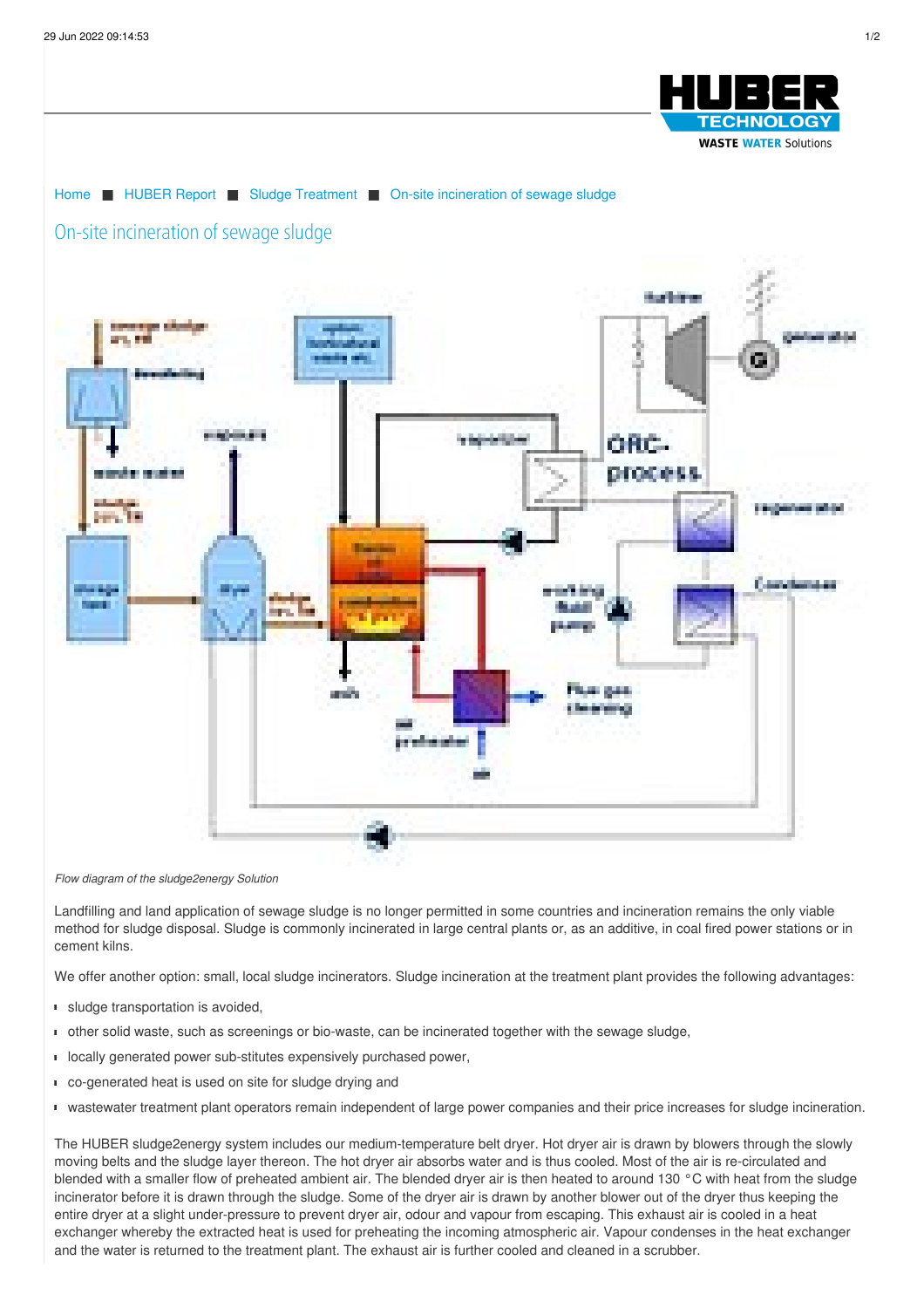Home ■ HUBER Report ■ Sludge Treatment ■ On-site incineration of sewage sludge

# On-site incineration of sewage sludge

*Flow diagram of the sludge2energy Solution*

Landfilling and land application of sewage sludge is no longer permitted in some countries and incineration remains the only viable method for sludge disposal. Sludge is commonly incinerated in large central plants or, as an additive, in coal fired power stations or in cement kilns.

We offer another option: small, local sludge incinerators. Sludge incineration at the treatment plant provides the following advantages:

- sludge transportation is avoided,
- other solid waste, such as screenings or bio-waste, can be incinerated together with the sewage sludge,
- locally generated power sub-stitutes expensively purchased power,
- co-generated heat is used on site for sludge drying and
- wastewater treatment plant operators remain independent of large power companies and their price increases for sludge incineration.

The HUBER sludge2energy system includes our medium-temperature belt dryer. Hot dryer air is drawn by blowers through the slowly moving belts and the sludge layer thereon. The hot dryer air absorbs water and is thus cooled. Most of the air is re-circulated and blended with a smaller flow of preheated ambient air. The blended dryer air is then heated to around 130 °C with heat from the sludge incinerator before it is drawn through the sludge. Some of the dryer air is drawn by another blower out of the dryer thus keeping the entire dryer at a slight under-pressure to prevent dryer air, odour and vapour from escaping. This exhaust air is cooled in a heat exchanger whereby the extracted heat is used for preheating the incoming atmospheric air. Vapour condenses in the heat exchanger and the water is returned to the treatment plant. The exhaust air is further cooled and cleaned in a scrubber.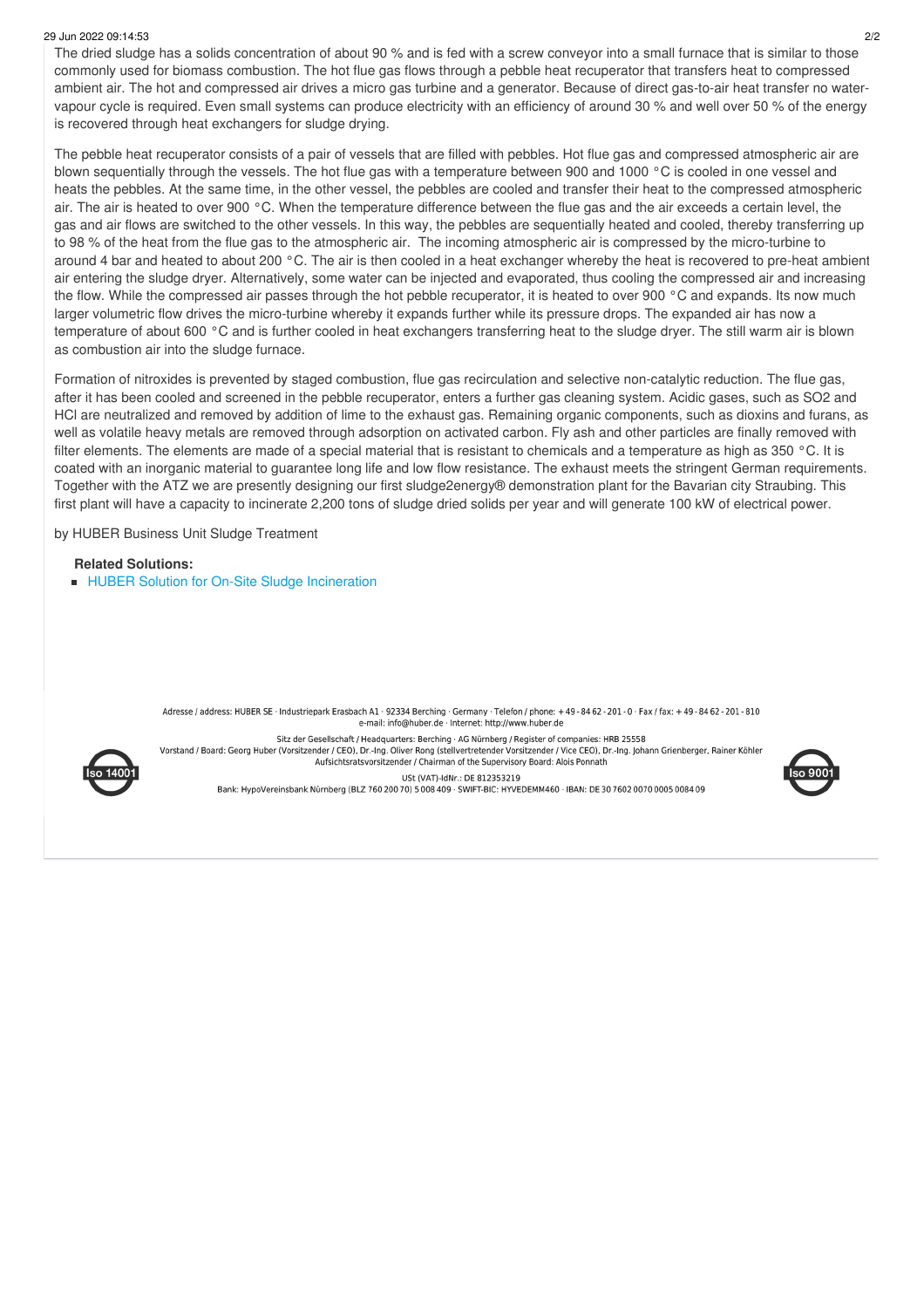The dried sludge has a solids concentration of about 90 % and is fed with a screw conveyor into a small furnace that is similar to those commonly used for biomass combustion. The hot flue gas flows through a pebble heat recuperator that transfers heat to compressed ambient air. The hot and compressed air drives a micro gas turbine and a generator. Because of direct gas-to-air heat transfer no water-vapour cycle is required. Even small systems can produce electricity with an efficiency of around 30 % and well over 50 % of the energy is recovered through heat exchangers for sludge drying.

The pebble heat recuperator consists of a pair of vessels that are filled with pebbles. Hot flue gas and compressed atmospheric air are blown sequentially through the vessels. The hot flue gas with a temperature between 900 and 1000 °C is cooled in one vessel and heats the pebbles. At the same time, in the other vessel, the pebbles are cooled and transfer their heat to the compressed atmospheric air. The air is heated to over 900 °C. When the temperature difference between the flue gas and the air exceeds a certain level, the gas and air flows are switched to the other vessels. In this way, the pebbles are sequentially heated and cooled, thereby transferring up to 98 % of the heat from the flue gas to the atmospheric air. The incoming atmospheric air is compressed by the micro-turbine to around 4 bar and heated to about 200 °C. The air is then cooled in a heat exchanger whereby the heat is recovered to pre-heat ambient air entering the sludge dryer. Alternatively, some water can be injected and evaporated, thus cooling the compressed air and increasing the flow. While the compressed air passes through the hot pebble recuperator, it is heated to over 900 °C and expands. Its now much larger volumetric flow drives the micro-turbine whereby it expands further while its pressure drops. The expanded air has now a temperature of about 600 °C and is further cooled in heat exchangers transferring heat to the sludge dryer. The still warm air is blown as combustion air into the sludge furnace.

Formation of nitroxides is prevented by staged combustion, flue gas recirculation and selective non-catalytic reduction. The flue gas, after it has been cooled and screened in the pebble recuperator, enters a further gas cleaning system. Acidic gases, such as $SO_2$ and HCl are neutralized and removed by addition of lime to the exhaust gas. Remaining organic components, such as dioxins and furans, as well as volatile heavy metals are removed through adsorption on activated carbon. Fly ash and other particles are finally removed with filter elements. The elements are made of a special material that is resistant to chemicals and a temperature as high as 350 °C. It is coated with an inorganic material to guarantee long life and low flow resistance. The exhaust meets the stringent German requirements. Together with the ATZ we are presently designing our first sludge2energy® demonstration plant for the Bavarian city Straubing. This first plant will have a capacity to incinerate 2,200 tons of sludge dried solids per year and will generate 100 kW of electrical power.

by HUBER Business Unit Sludge Treatment

**Related Solutions:**

- HUBER Solution for On-Site Sludge Incineration

Adresse / address: HUBER SE · Industriepark Erasbach A1 · 92334 Berching · Germany · Telefon / phone: + 49 - 84 62 - 201 - 0 · Fax / fax: + 49 - 84 62 - 201 - 810
e-mail: info@huber.de · Internet: http://www.huber.de

Sitz der Gesellschaft / Headquarters: Berching · AG Nürnberg / Register of companies: HRB 25558
Vorstand / Board: Georg Huber (Vorsitzender / CEO), Dr.-Ing. Oliver Rong (stellvertretender Vorsitzender / Vice CEO), Dr.-Ing. Johann Grienberger, Rainer Köhler
Aufsichtsratsvorsitzender / Chairman of the Supervisory Board: Alois Ponnath

USt (VAT)-IdNr.: DE 812353219
Bank: HypoVereinsbank Nürnberg (BLZ 760 200 70) 5 008 409 · SWIFT-BIC: HYVEDEMM460 · IBAN: DE 30 7602 0070 0005 0084 09

Iso 14001

Iso 9001